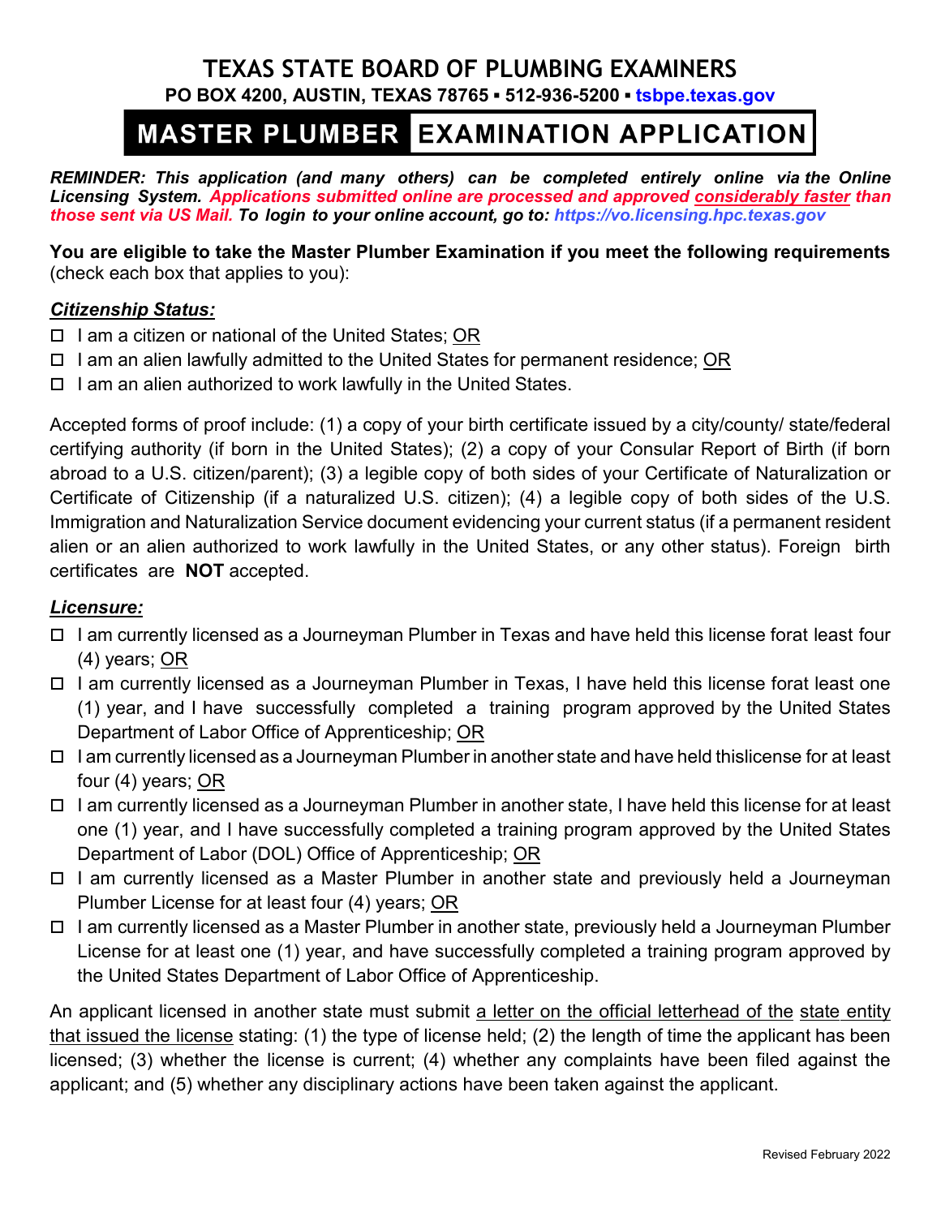# TEXAS STATE BOARD OF PLUMBING EXAMINERS

**PO BOX 4200, AUSTIN, TEXAS 78765 ▪ 512-936-5200 ▪ tsbpe.texas.gov**

## MASTER PLUMBER EXAMINATION APPLICATION

***REMINDER: This application (and many others) can be completed entirely online via the Online Licensing System. Applications submitted online are processed and approved considerably faster than those sent via US Mail. To login to your online account, go to: https://vo.licensing.hpc.texas.gov***

**You are eligible to take the Master Plumber Examination if you meet the following requirements** (check each box that applies to you):

***Citizenship Status:***

- ☐ I am a citizen or national of the United States; OR
- ☐ I am an alien lawfully admitted to the United States for permanent residence; OR
- ☐ I am an alien authorized to work lawfully in the United States.

Accepted forms of proof include: (1) a copy of your birth certificate issued by a city/county/ state/federal certifying authority (if born in the United States); (2) a copy of your Consular Report of Birth (if born abroad to a U.S. citizen/parent); (3) a legible copy of both sides of your Certificate of Naturalization or Certificate of Citizenship (if a naturalized U.S. citizen); (4) a legible copy of both sides of the U.S. Immigration and Naturalization Service document evidencing your current status (if a permanent resident alien or an alien authorized to work lawfully in the United States, or any other status). Foreign birth certificates are **NOT** accepted.

***Licensure:***

- ☐ I am currently licensed as a Journeyman Plumber in Texas and have held this license forat least four (4) years; OR
- ☐ I am currently licensed as a Journeyman Plumber in Texas, I have held this license forat least one (1) year, and I have successfully completed a training program approved by the United States Department of Labor Office of Apprenticeship; OR
- ☐ I am currently licensed as a Journeyman Plumber in another state and have held thislicense for at least four (4) years; OR
- ☐ I am currently licensed as a Journeyman Plumber in another state, I have held this license for at least one (1) year, and I have successfully completed a training program approved by the United States Department of Labor (DOL) Office of Apprenticeship; OR
- ☐ I am currently licensed as a Master Plumber in another state and previously held a Journeyman Plumber License for at least four (4) years; OR
- ☐ I am currently licensed as a Master Plumber in another state, previously held a Journeyman Plumber License for at least one (1) year, and have successfully completed a training program approved by the United States Department of Labor Office of Apprenticeship.

An applicant licensed in another state must submit a letter on the official letterhead of the state entity that issued the license stating: (1) the type of license held; (2) the length of time the applicant has been licensed; (3) whether the license is current; (4) whether any complaints have been filed against the applicant; and (5) whether any disciplinary actions have been taken against the applicant.

Revised February 2022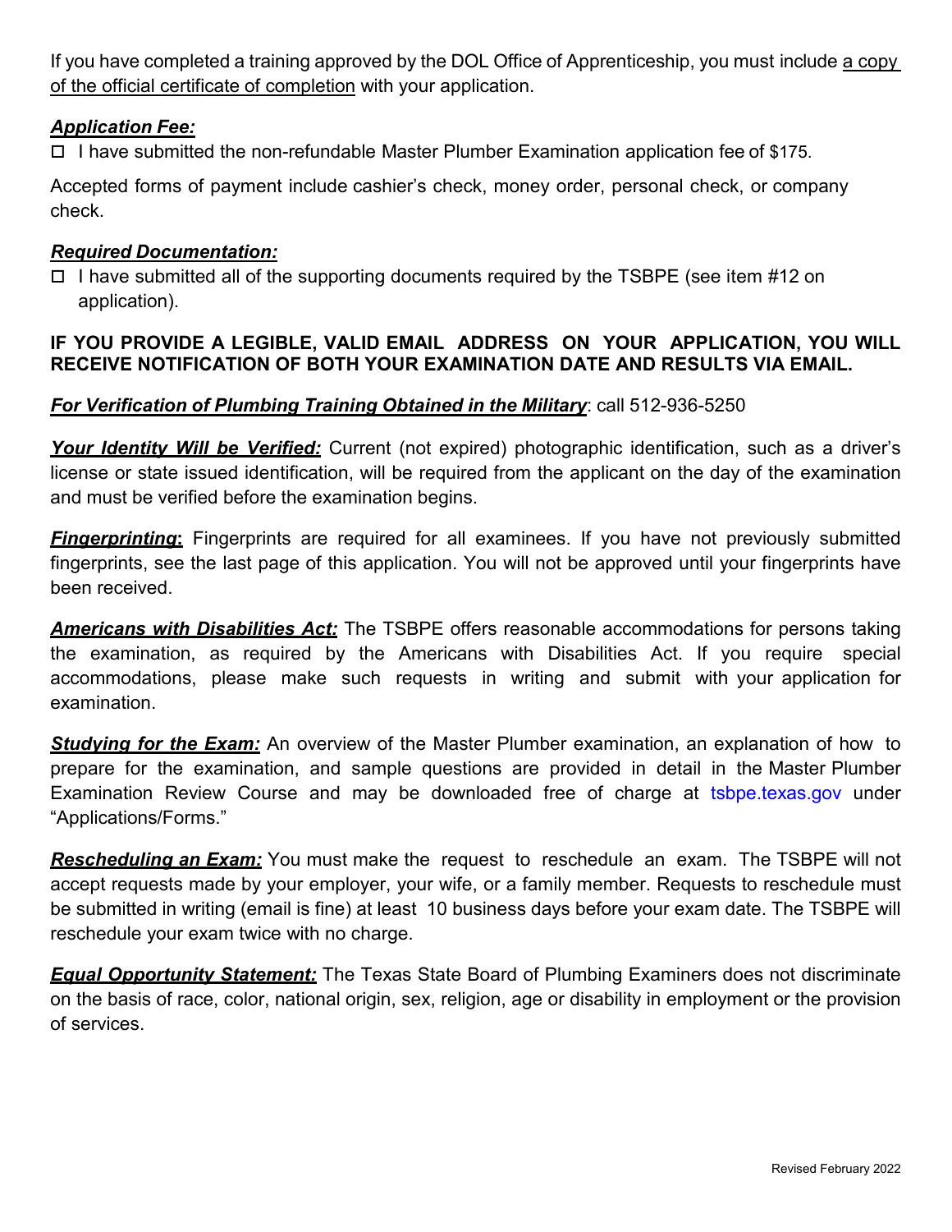If you have completed a training approved by the DOL Office of Apprenticeship, you must include <u>a copy of the official certificate of completion</u> with your application.

***<u>Application Fee:</u>***

☐ I have submitted the non-refundable Master Plumber Examination application fee of $175.

Accepted forms of payment include cashier's check, money order, personal check, or company check.

***<u>Required Documentation:</u>***

☐ I have submitted all of the supporting documents required by the TSBPE (see item #12 on application).

**IF YOU PROVIDE A LEGIBLE, VALID EMAIL ADDRESS ON YOUR APPLICATION, YOU WILL RECEIVE NOTIFICATION OF BOTH YOUR EXAMINATION DATE AND RESULTS VIA EMAIL.**

***<u>For Verification of Plumbing Training Obtained in the Military</u>***: call 512-936-5250

***<u>Your Identity Will be Verified:</u>*** Current (not expired) photographic identification, such as a driver's license or state issued identification, will be required from the applicant on the day of the examination and must be verified before the examination begins.

***<u>Fingerprinting</u>*:** Fingerprints are required for all examinees. If you have not previously submitted fingerprints, see the last page of this application. You will not be approved until your fingerprints have been received.

***<u>Americans with Disabilities Act:</u>*** The TSBPE offers reasonable accommodations for persons taking the examination, as required by the Americans with Disabilities Act. If you require special accommodations, please make such requests in writing and submit with your application for examination.

***<u>Studying for the Exam:</u>*** An overview of the Master Plumber examination, an explanation of how to prepare for the examination, and sample questions are provided in detail in the Master Plumber Examination Review Course and may be downloaded free of charge at tsbpe.texas.gov under "Applications/Forms."

***<u>Rescheduling an Exam:</u>*** You must make the request to reschedule an exam. The TSBPE will not accept requests made by your employer, your wife, or a family member. Requests to reschedule must be submitted in writing (email is fine) at least 10 business days before your exam date. The TSBPE will reschedule your exam twice with no charge.

***<u>Equal Opportunity Statement:</u>*** The Texas State Board of Plumbing Examiners does not discriminate on the basis of race, color, national origin, sex, religion, age or disability in employment or the provision of services.

Revised February 2022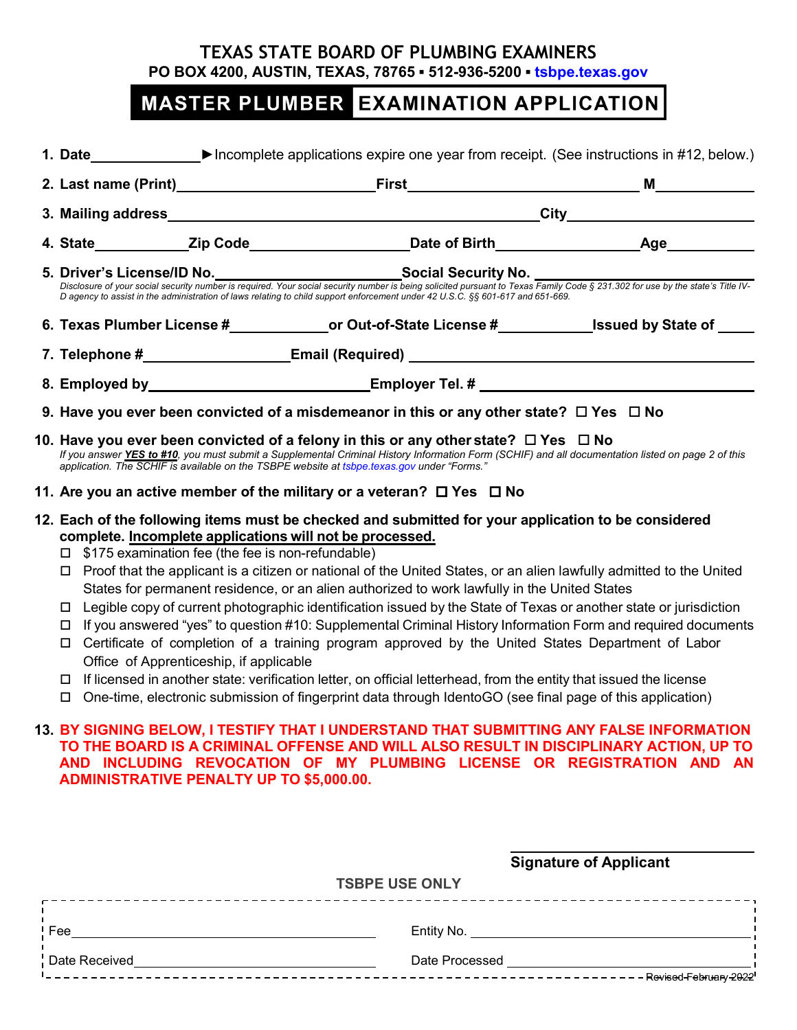# TEXAS STATE BOARD OF PLUMBING EXAMINERS

**PO BOX 4200, AUSTIN, TEXAS, 78765 ▪ 512-936-5200 ▪ tsbpe.texas.gov**

## MASTER PLUMBER EXAMINATION APPLICATION

1. **Date**______________ ►Incomplete applications expire one year from receipt. (See instructions in #12, below.)
2. **Last name (Print)**______________________ **First**__________________________ **M**__________
3. **Mailing address**______________________________________________ **City**______________________
4. **State**__________ **Zip Code**_________________ **Date of Birth**________________ **Age**__________
5. **Driver's License/ID No.**____________________ **Social Security No.** ______________________
   *Disclosure of your social security number is required. Your social security number is being solicited pursuant to Texas Family Code § 231.302 for use by the state's Title IV-D agency to assist in the administration of laws relating to child support enforcement under 42 U.S.C. §§ 601-617 and 651-669.*
6. **Texas Plumber License #**__________ **or Out-of-State License #**__________ **Issued by State of** ____
7. **Telephone #**________________ **Email (Required)** ________________________________________
8. **Employed by**______________________ **Employer Tel. #** _______________________________
9. **Have you ever been convicted of a misdemeanor in this or any other state?** ☐ **Yes** ☐ **No**
10. **Have you ever been convicted of a felony in this or any other state?** ☐ **Yes** ☐ **No**
    *If you answer **YES to #10**, you must submit a Supplemental Criminal History Information Form (SCHIF) and all documentation listed on page 2 of this application. The SCHIF is available on the TSBPE website at tsbpe.texas.gov under "Forms."*
11. **Are you an active member of the military or a veteran?** ☐ **Yes** ☐ **No**
12. **Each of the following items must be checked and submitted for your application to be considered complete. Incomplete applications will not be processed.**
    - ☐ $175 examination fee (the fee is non-refundable)
    - ☐ Proof that the applicant is a citizen or national of the United States, or an alien lawfully admitted to the United States for permanent residence, or an alien authorized to work lawfully in the United States
    - ☐ Legible copy of current photographic identification issued by the State of Texas or another state or jurisdiction
    - ☐ If you answered "yes" to question #10: Supplemental Criminal History Information Form and required documents
    - ☐ Certificate of completion of a training program approved by the United States Department of Labor Office of Apprenticeship, if applicable
    - ☐ If licensed in another state: verification letter, on official letterhead, from the entity that issued the license
    - ☐ One-time, electronic submission of fingerprint data through IdentoGO (see final page of this application)
13. **BY SIGNING BELOW, I TESTIFY THAT I UNDERSTAND THAT SUBMITTING ANY FALSE INFORMATION TO THE BOARD IS A CRIMINAL OFFENSE AND WILL ALSO RESULT IN DISCIPLINARY ACTION, UP TO AND INCLUDING REVOCATION OF MY PLUMBING LICENSE OR REGISTRATION AND AN ADMINISTRATIVE PENALTY UP TO $5,000.00.**

______________________________
**Signature of Applicant**

**TSBPE USE ONLY**

| | |
|---|---|
| Fee ______________________ | Entity No. ______________________ |
| Date Received ______________________ | Date Processed ______________________ |

Revised February 2022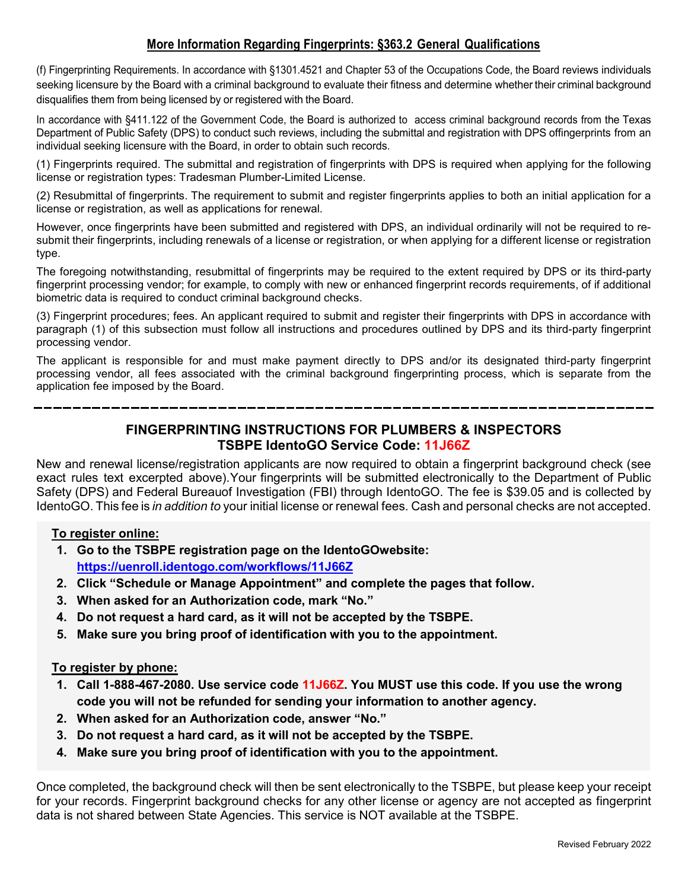## More Information Regarding Fingerprints: §363.2 General Qualifications

(f) Fingerprinting Requirements. In accordance with §1301.4521 and Chapter 53 of the Occupations Code, the Board reviews individuals seeking licensure by the Board with a criminal background to evaluate their fitness and determine whether their criminal background disqualifies them from being licensed by or registered with the Board.

In accordance with §411.122 of the Government Code, the Board is authorized to access criminal background records from the Texas Department of Public Safety (DPS) to conduct such reviews, including the submittal and registration with DPS offingerprints from an individual seeking licensure with the Board, in order to obtain such records.

(1) Fingerprints required. The submittal and registration of fingerprints with DPS is required when applying for the following license or registration types: Tradesman Plumber-Limited License.

(2) Resubmittal of fingerprints. The requirement to submit and register fingerprints applies to both an initial application for a license or registration, as well as applications for renewal.

However, once fingerprints have been submitted and registered with DPS, an individual ordinarily will not be required to re-submit their fingerprints, including renewals of a license or registration, or when applying for a different license or registration type.

The foregoing notwithstanding, resubmittal of fingerprints may be required to the extent required by DPS or its third-party fingerprint processing vendor; for example, to comply with new or enhanced fingerprint records requirements, of if additional biometric data is required to conduct criminal background checks.

(3) Fingerprint procedures; fees. An applicant required to submit and register their fingerprints with DPS in accordance with paragraph (1) of this subsection must follow all instructions and procedures outlined by DPS and its third-party fingerprint processing vendor.

The applicant is responsible for and must make payment directly to DPS and/or its designated third-party fingerprint processing vendor, all fees associated with the criminal background fingerprinting process, which is separate from the application fee imposed by the Board.

---

## FINGERPRINTING INSTRUCTIONS FOR PLUMBERS & INSPECTORS
## TSBPE IdentoGO Service Code: 11J66Z

New and renewal license/registration applicants are now required to obtain a fingerprint background check (see exact rules text excerpted above).Your fingerprints will be submitted electronically to the Department of Public Safety (DPS) and Federal Bureauof Investigation (FBI) through IdentoGO. The fee is $39.05 and is collected by IdentoGO. This fee is *in addition to* your initial license or renewal fees. Cash and personal checks are not accepted.

**To register online:**

1. **Go to the TSBPE registration page on the IdentoGOwebsite: https://uenroll.identogo.com/workflows/11J66Z**
2. **Click "Schedule or Manage Appointment" and complete the pages that follow.**
3. **When asked for an Authorization code, mark "No."**
4. **Do not request a hard card, as it will not be accepted by the TSBPE.**
5. **Make sure you bring proof of identification with you to the appointment.**

**To register by phone:**

1. **Call 1-888-467-2080. Use service code 11J66Z. You MUST use this code. If you use the wrong code you will not be refunded for sending your information to another agency.**
2. **When asked for an Authorization code, answer "No."**
3. **Do not request a hard card, as it will not be accepted by the TSBPE.**
4. **Make sure you bring proof of identification with you to the appointment.**

Once completed, the background check will then be sent electronically to the TSBPE, but please keep your receipt for your records. Fingerprint background checks for any other license or agency are not accepted as fingerprint data is not shared between State Agencies. This service is NOT available at the TSBPE.

Revised February 2022